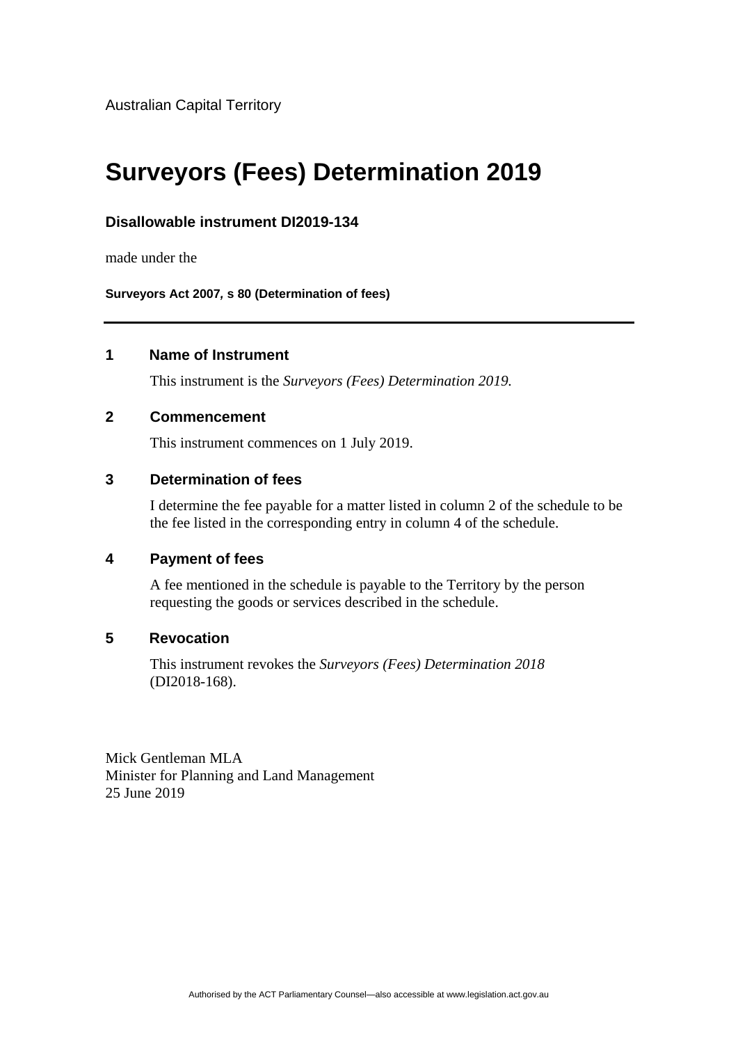Australian Capital Territory

# Surveyors (Fees) Determination 2019

### Disallowable instrument DI2019-134

made under the

**Surveyors Act 2007, s 80 (Determination of fees)**

---

### 1 Name of Instrument

This instrument is the *Surveyors (Fees) Determination 2019.*

### 2 Commencement

This instrument commences on 1 July 2019.

### 3 Determination of fees

I determine the fee payable for a matter listed in column 2 of the schedule to be the fee listed in the corresponding entry in column 4 of the schedule.

### 4 Payment of fees

A fee mentioned in the schedule is payable to the Territory by the person requesting the goods or services described in the schedule.

### 5 Revocation

This instrument revokes the *Surveyors (Fees) Determination 2018* (DI2018-168).

Mick Gentleman MLA
Minister for Planning and Land Management
25 June 2019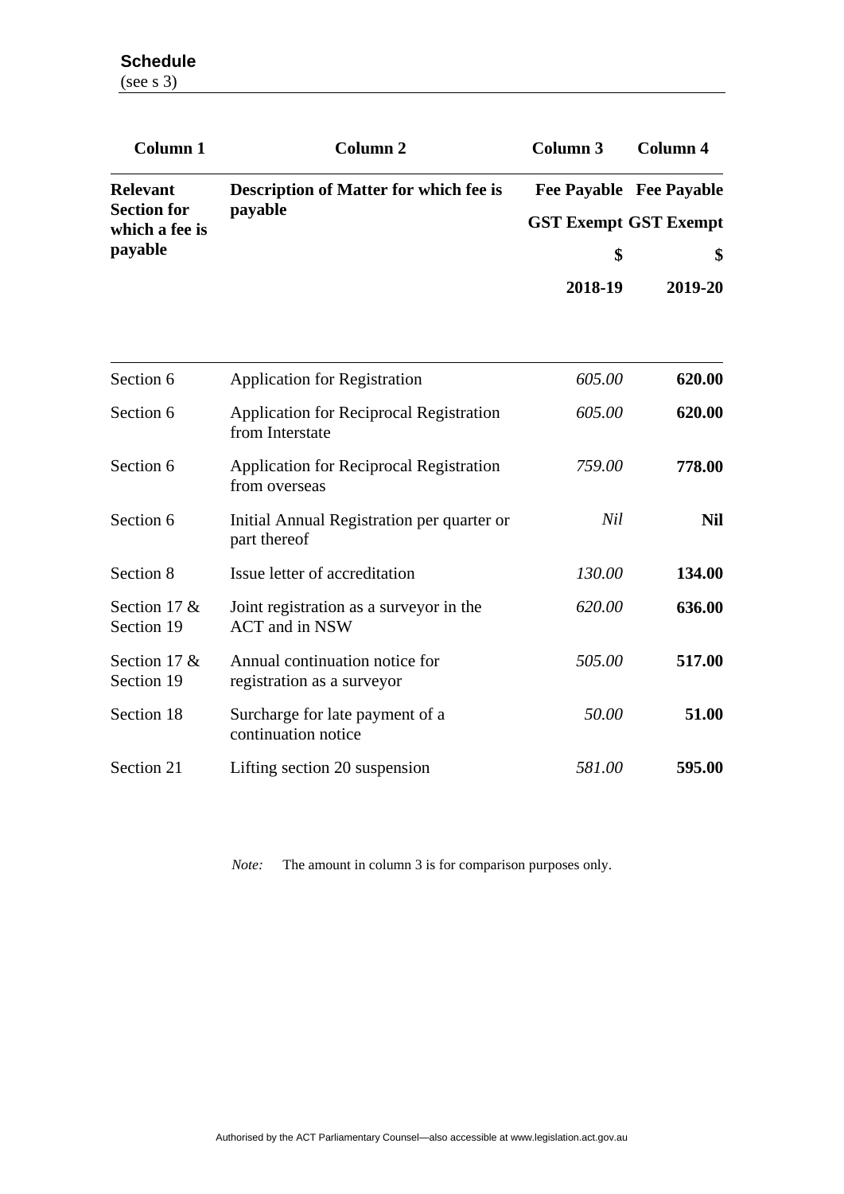**Schedule**
(see s 3)

| Column 1 | Column 2 | Column 3 | Column 4 |
|---|---|---|---|
| **Relevant Section for which a fee is payable** | **Description of Matter for which fee is payable** | **Fee Payable GST Exempt $ 2018-19** | **Fee Payable GST Exempt $ 2019-20** |
| Section 6 | Application for Registration | *605.00* | **620.00** |
| Section 6 | Application for Reciprocal Registration from Interstate | *605.00* | **620.00** |
| Section 6 | Application for Reciprocal Registration from overseas | *759.00* | **778.00** |
| Section 6 | Initial Annual Registration per quarter or part thereof | *Nil* | **Nil** |
| Section 8 | Issue letter of accreditation | *130.00* | **134.00** |
| Section 17 & Section 19 | Joint registration as a surveyor in the ACT and in NSW | *620.00* | **636.00** |
| Section 17 & Section 19 | Annual continuation notice for registration as a surveyor | *505.00* | **517.00** |
| Section 18 | Surcharge for late payment of a continuation notice | *50.00* | **51.00** |
| Section 21 | Lifting section 20 suspension | *581.00* | **595.00** |

*Note:* The amount in column 3 is for comparison purposes only.